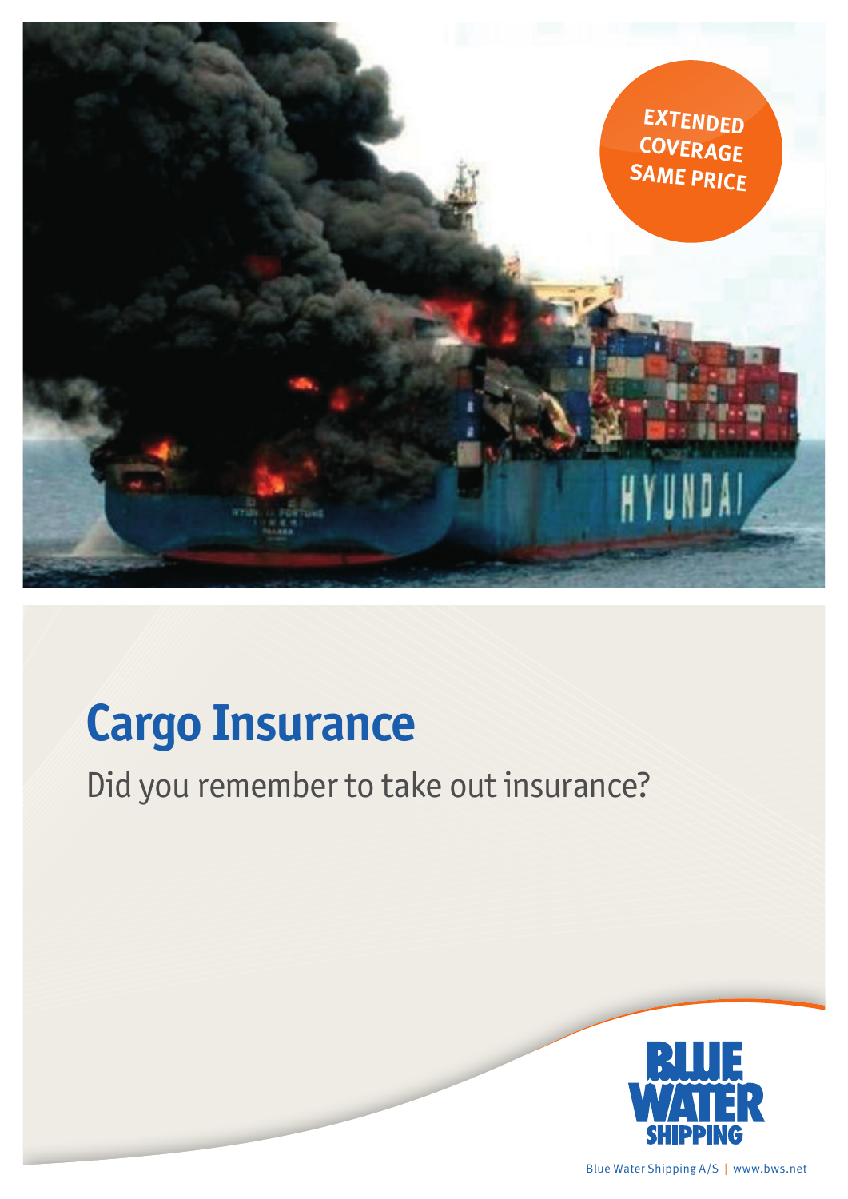EXTENDED COVERAGE SAME PRICE

# Cargo Insurance

Did you remember to take out insurance?

Blue Water Shipping A/S | www.bws.net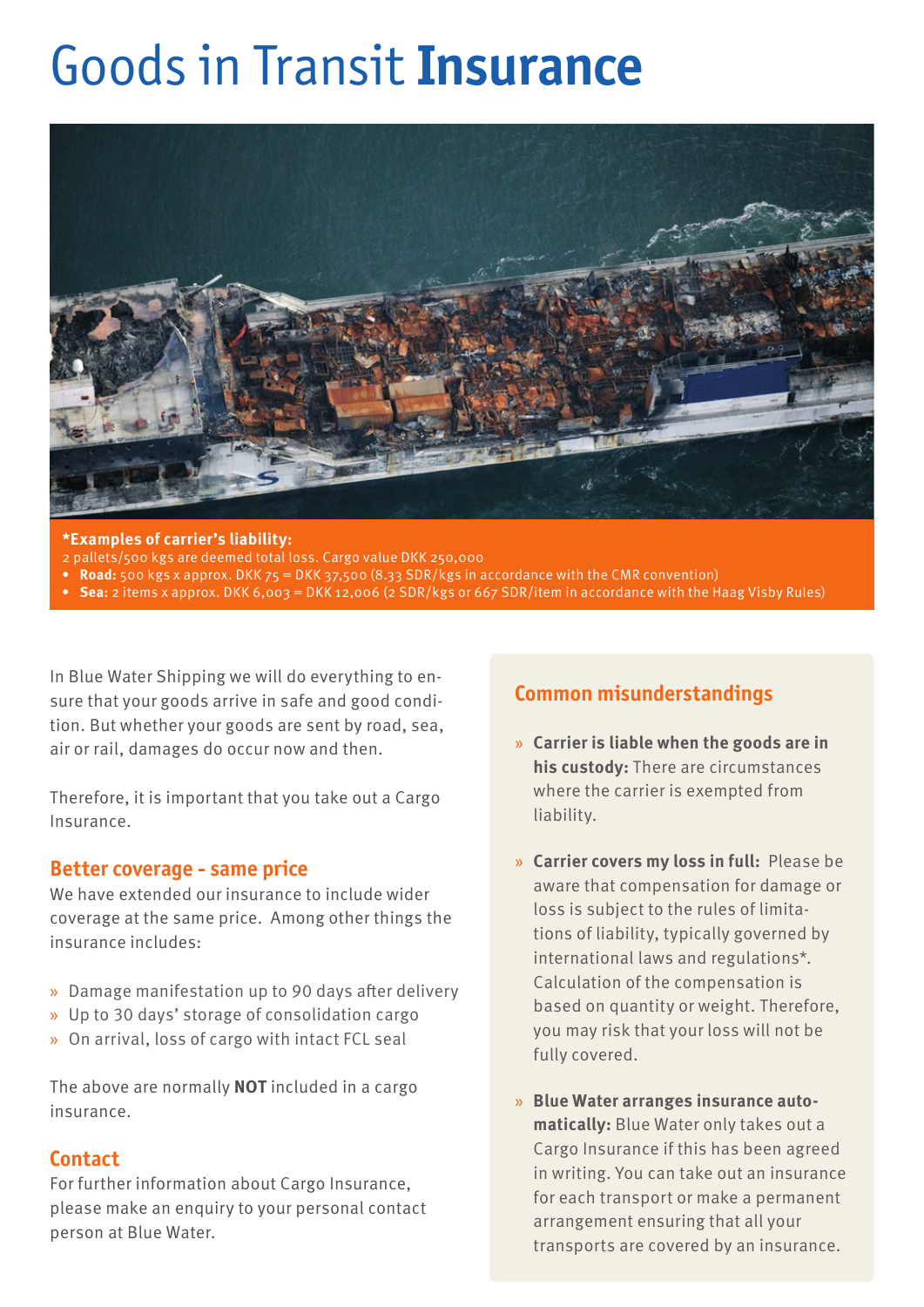# Goods in Transit **Insurance**

**\*Examples of carrier's liability:**

2 pallets/500 kgs are deemed total loss. Cargo value DKK 250,000

- **Road:** 500 kgs x approx. DKK 75 = DKK 37,500 (8.33 SDR/kgs in accordance with the CMR convention)
- **Sea:** 2 items x approx. DKK 6,003 = DKK 12,006 (2 SDR/kgs or 667 SDR/item in accordance with the Haag Visby Rules)

In Blue Water Shipping we will do everything to ensure that your goods arrive in safe and good condition. But whether your goods are sent by road, sea, air or rail, damages do occur now and then.

Therefore, it is important that you take out a Cargo Insurance.

## Better coverage - same price

We have extended our insurance to include wider coverage at the same price. Among other things the insurance includes:

- Damage manifestation up to 90 days after delivery
- Up to 30 days' storage of consolidation cargo
- On arrival, loss of cargo with intact FCL seal

The above are normally **NOT** included in a cargo insurance.

## Contact

For further information about Cargo Insurance, please make an enquiry to your personal contact person at Blue Water.

## Common misunderstandings

- **Carrier is liable when the goods are in his custody:** There are circumstances where the carrier is exempted from liability.
- **Carrier covers my loss in full:** Please be aware that compensation for damage or loss is subject to the rules of limitations of liability, typically governed by international laws and regulations*. Calculation of the compensation is based on quantity or weight. Therefore, you may risk that your loss will not be fully covered.
- **Blue Water arranges insurance automatically:** Blue Water only takes out a Cargo Insurance if this has been agreed in writing. You can take out an insurance for each transport or make a permanent arrangement ensuring that all your transports are covered by an insurance.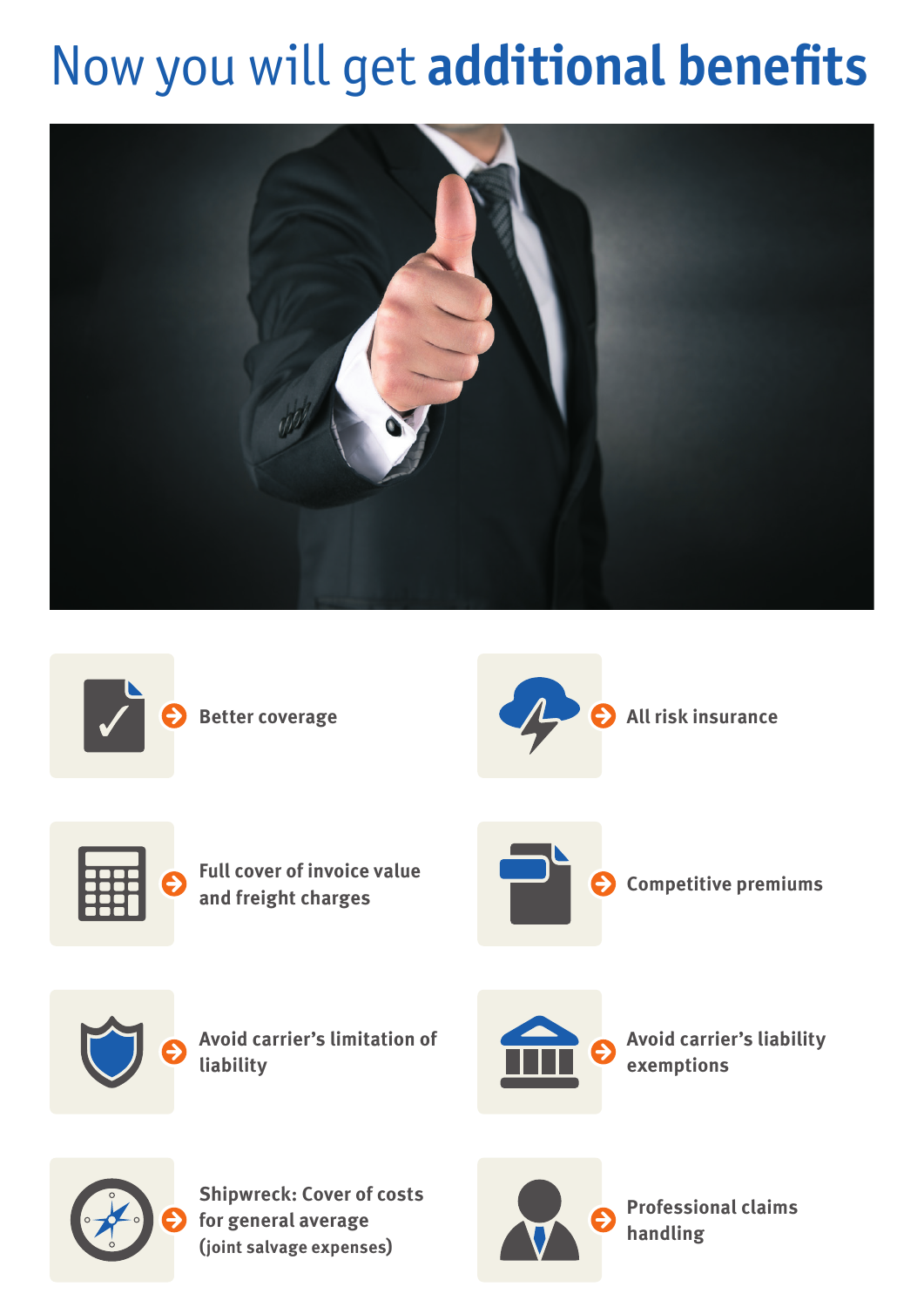# Now you will get **additional benefits**

- Better coverage
- All risk insurance
- Full cover of invoice value and freight charges
- Competitive premiums
- Avoid carrier's limitation of liability
- Avoid carrier's liability exemptions
- Shipwreck: Cover of costs for general average (joint salvage expenses)
- Professional claims handling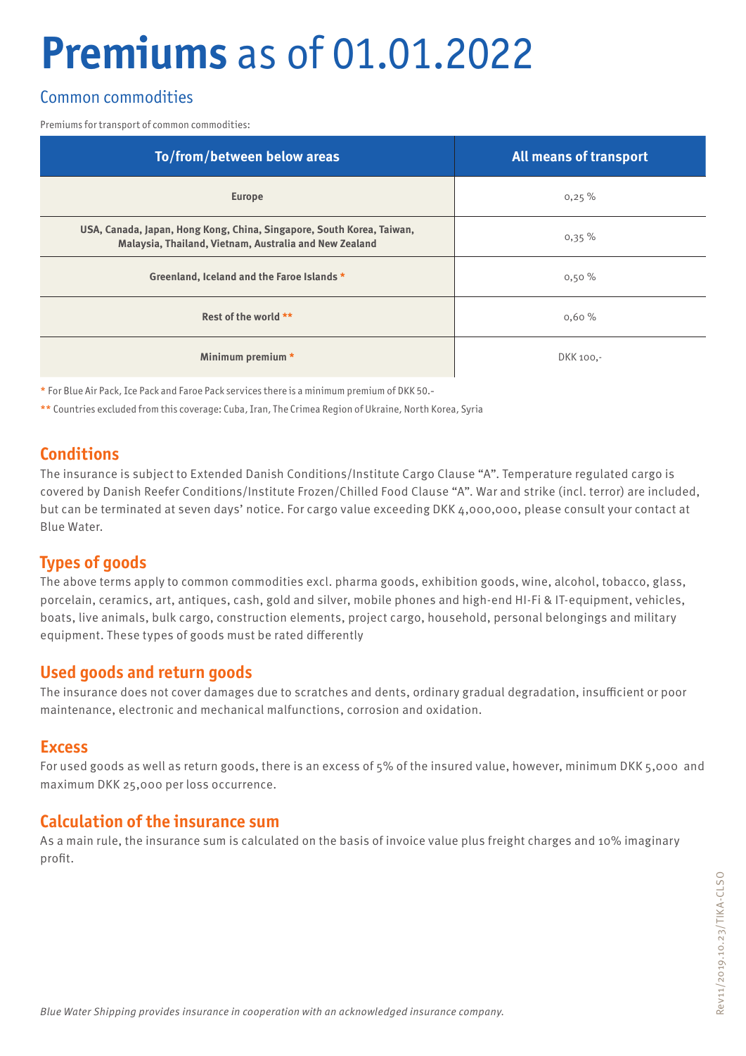# **Premiums** as of 01.01.2022

## Common commodities

Premiums for transport of common commodities:

| To/from/between below areas | All means of transport |
|---|---|
| **Europe** | 0,25 % |
| **USA, Canada, Japan, Hong Kong, China, Singapore, South Korea, Taiwan, Malaysia, Thailand, Vietnam, Australia and New Zealand** | 0,35 % |
| **Greenland, Iceland and the Faroe Islands** * | 0,50 % |
| **Rest of the world** ** | 0,60 % |
| **Minimum premium** * | DKK 100,- |

* For Blue Air Pack, Ice Pack and Faroe Pack services there is a minimum premium of DKK 50.-

** Countries excluded from this coverage: Cuba, Iran, The Crimea Region of Ukraine, North Korea, Syria

### Conditions

The insurance is subject to Extended Danish Conditions/Institute Cargo Clause "A". Temperature regulated cargo is covered by Danish Reefer Conditions/Institute Frozen/Chilled Food Clause "A". War and strike (incl. terror) are included, but can be terminated at seven days' notice. For cargo value exceeding DKK 4,000,000, please consult your contact at Blue Water.

### Types of goods

The above terms apply to common commodities excl. pharma goods, exhibition goods, wine, alcohol, tobacco, glass, porcelain, ceramics, art, antiques, cash, gold and silver, mobile phones and high-end HI-Fi & IT-equipment, vehicles, boats, live animals, bulk cargo, construction elements, project cargo, household, personal belongings and military equipment. These types of goods must be rated differently

### Used goods and return goods

The insurance does not cover damages due to scratches and dents, ordinary gradual degradation, insufficient or poor maintenance, electronic and mechanical malfunctions, corrosion and oxidation.

### Excess

For used goods as well as return goods, there is an excess of 5% of the insured value, however, minimum DKK 5,000 and maximum DKK 25,000 per loss occurrence.

### Calculation of the insurance sum

As a main rule, the insurance sum is calculated on the basis of invoice value plus freight charges and 10% imaginary profit.

*Blue Water Shipping provides insurance in cooperation with an acknowledged insurance company.*

Rev11/2019.10.23/TIKA-CLSO